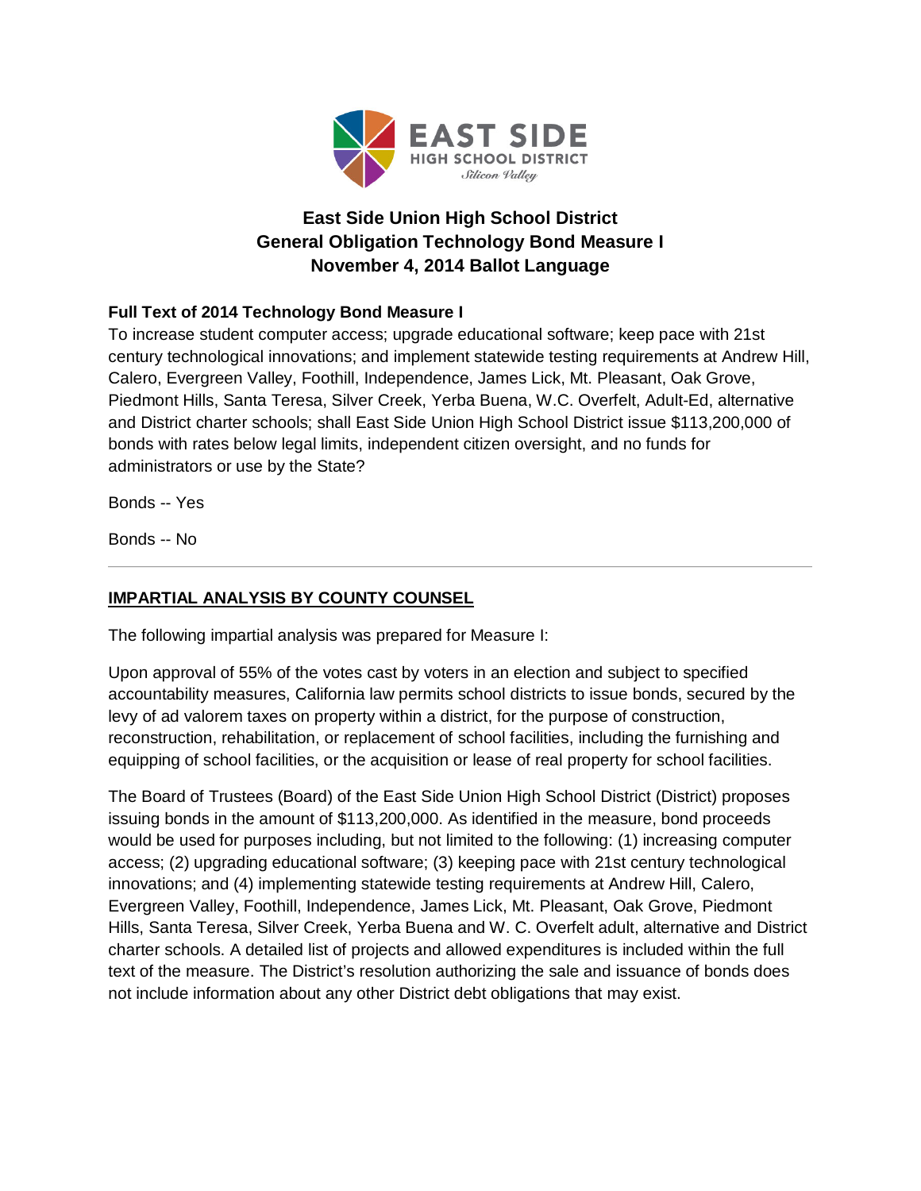# East Side Union High School District
# General Obligation Technology Bond Measure I
# November 4, 2014 Ballot Language

**Full Text of 2014 Technology Bond Measure I**

To increase student computer access; upgrade educational software; keep pace with 21st century technological innovations; and implement statewide testing requirements at Andrew Hill, Calero, Evergreen Valley, Foothill, Independence, James Lick, Mt. Pleasant, Oak Grove, Piedmont Hills, Santa Teresa, Silver Creek, Yerba Buena, W.C. Overfelt, Adult-Ed, alternative and District charter schools; shall East Side Union High School District issue $113,200,000 of bonds with rates below legal limits, independent citizen oversight, and no funds for administrators or use by the State?

Bonds -- Yes

Bonds -- No

---

## IMPARTIAL ANALYSIS BY COUNTY COUNSEL

The following impartial analysis was prepared for Measure I:

Upon approval of 55% of the votes cast by voters in an election and subject to specified accountability measures, California law permits school districts to issue bonds, secured by the levy of ad valorem taxes on property within a district, for the purpose of construction, reconstruction, rehabilitation, or replacement of school facilities, including the furnishing and equipping of school facilities, or the acquisition or lease of real property for school facilities.

The Board of Trustees (Board) of the East Side Union High School District (District) proposes issuing bonds in the amount of $113,200,000. As identified in the measure, bond proceeds would be used for purposes including, but not limited to the following: (1) increasing computer access; (2) upgrading educational software; (3) keeping pace with 21st century technological innovations; and (4) implementing statewide testing requirements at Andrew Hill, Calero, Evergreen Valley, Foothill, Independence, James Lick, Mt. Pleasant, Oak Grove, Piedmont Hills, Santa Teresa, Silver Creek, Yerba Buena and W. C. Overfelt adult, alternative and District charter schools. A detailed list of projects and allowed expenditures is included within the full text of the measure. The District's resolution authorizing the sale and issuance of bonds does not include information about any other District debt obligations that may exist.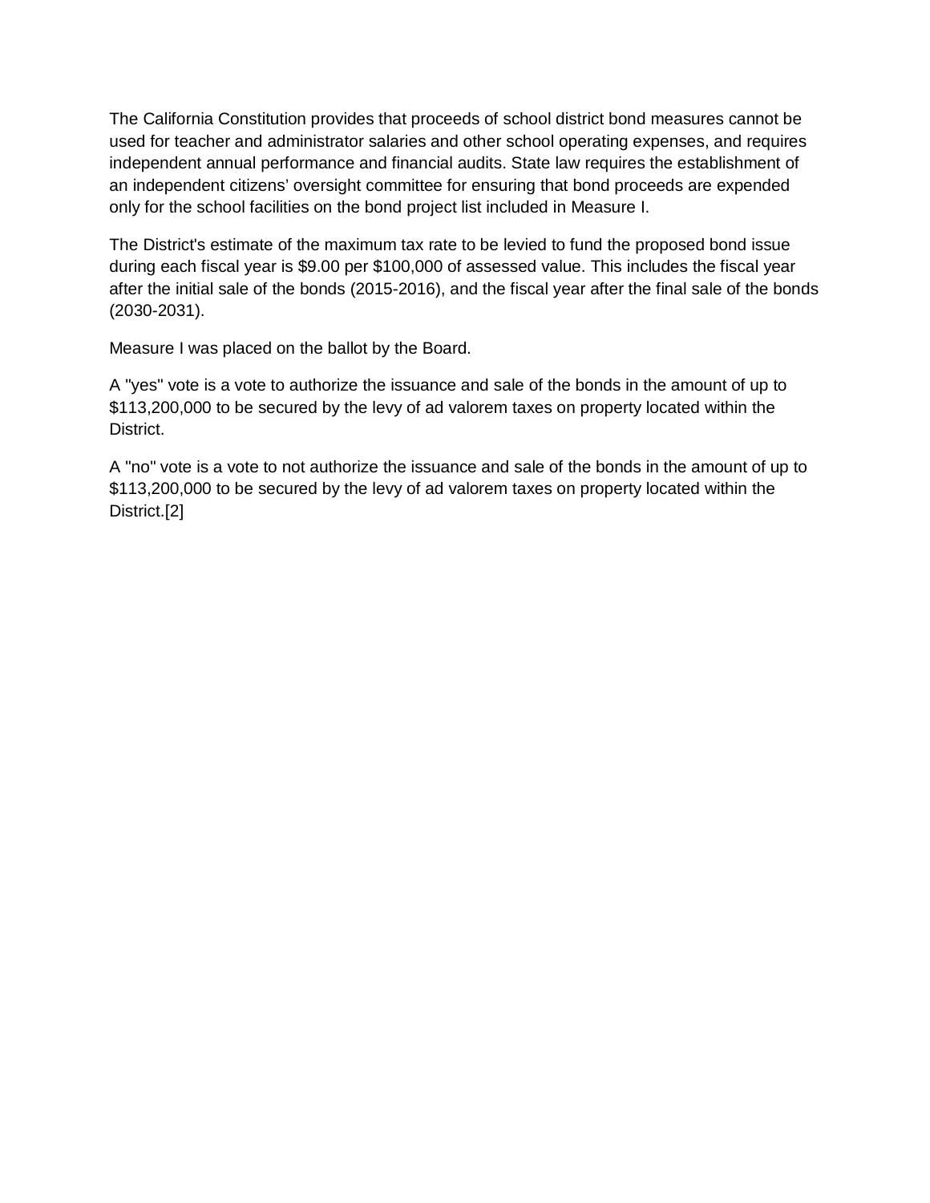The California Constitution provides that proceeds of school district bond measures cannot be used for teacher and administrator salaries and other school operating expenses, and requires independent annual performance and financial audits. State law requires the establishment of an independent citizens' oversight committee for ensuring that bond proceeds are expended only for the school facilities on the bond project list included in Measure I.

The District's estimate of the maximum tax rate to be levied to fund the proposed bond issue during each fiscal year is $9.00 per $100,000 of assessed value. This includes the fiscal year after the initial sale of the bonds (2015-2016), and the fiscal year after the final sale of the bonds (2030-2031).

Measure I was placed on the ballot by the Board.

A "yes" vote is a vote to authorize the issuance and sale of the bonds in the amount of up to $113,200,000 to be secured by the levy of ad valorem taxes on property located within the District.

A "no" vote is a vote to not authorize the issuance and sale of the bonds in the amount of up to $113,200,000 to be secured by the levy of ad valorem taxes on property located within the District.[2]